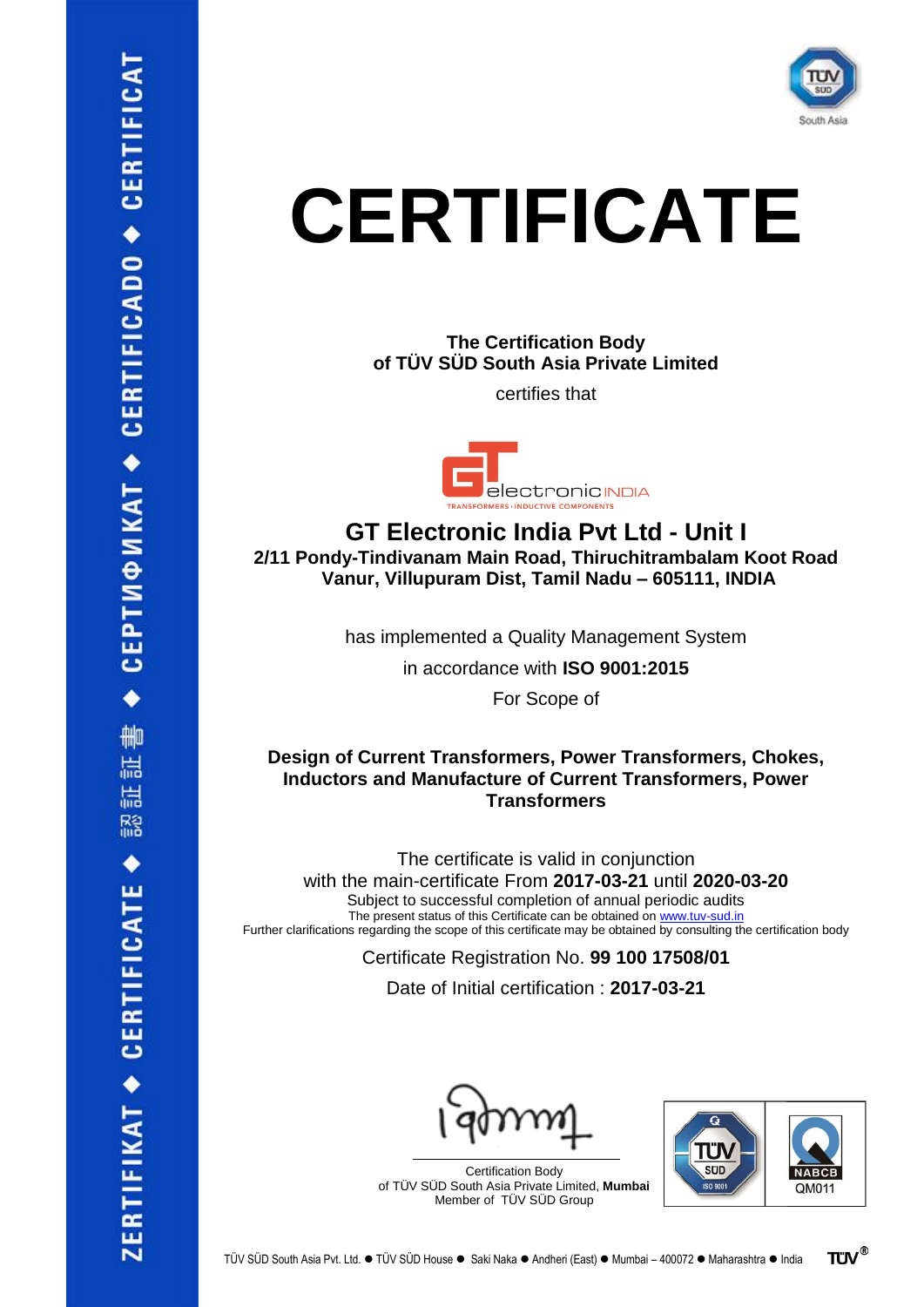ZERTIFIKAT ◆ CERTIFICATE ◆ 認証書 ◆ СЕРТИФИКАТ ◆ CERTIFICADO ◆ CERTIFICAT

TÜV SÜD South Asia

# CERTIFICATE

**The Certification Body**
**of TÜV SÜD South Asia Private Limited**

certifies that

GT electronic INDIA
TRANSFORMERS · INDUCTIVE COMPONENTS

## GT Electronic India Pvt Ltd - Unit I

**2/11 Pondy-Tindivanam Main Road, Thiruchitrambalam Koot Road**
**Vanur, Villupuram Dist, Tamil Nadu – 605111, INDIA**

has implemented a Quality Management System

in accordance with **ISO 9001:2015**

For Scope of

**Design of Current Transformers, Power Transformers, Chokes, Inductors and Manufacture of Current Transformers, Power Transformers**

The certificate is valid in conjunction with the main-certificate From **2017-03-21** until **2020-03-20**

Subject to successful completion of annual periodic audits

The present status of this Certificate can be obtained on www.tuv-sud.in

Further clarifications regarding the scope of this certificate may be obtained by consulting the certification body

Certificate Registration No. **99 100 17508/01**

Date of Initial certification : **2017-03-21**

Certification Body
of TÜV SÜD South Asia Private Limited, **Mumbai**
Member of TÜV SÜD Group

TÜV SÜD ISO 9001

NABCB QM011

TÜV SÜD South Asia Pvt. Ltd. ● TÜV SÜD House ● Saki Naka ● Andheri (East) ● Mumbai – 400072 ● Maharashtra ● India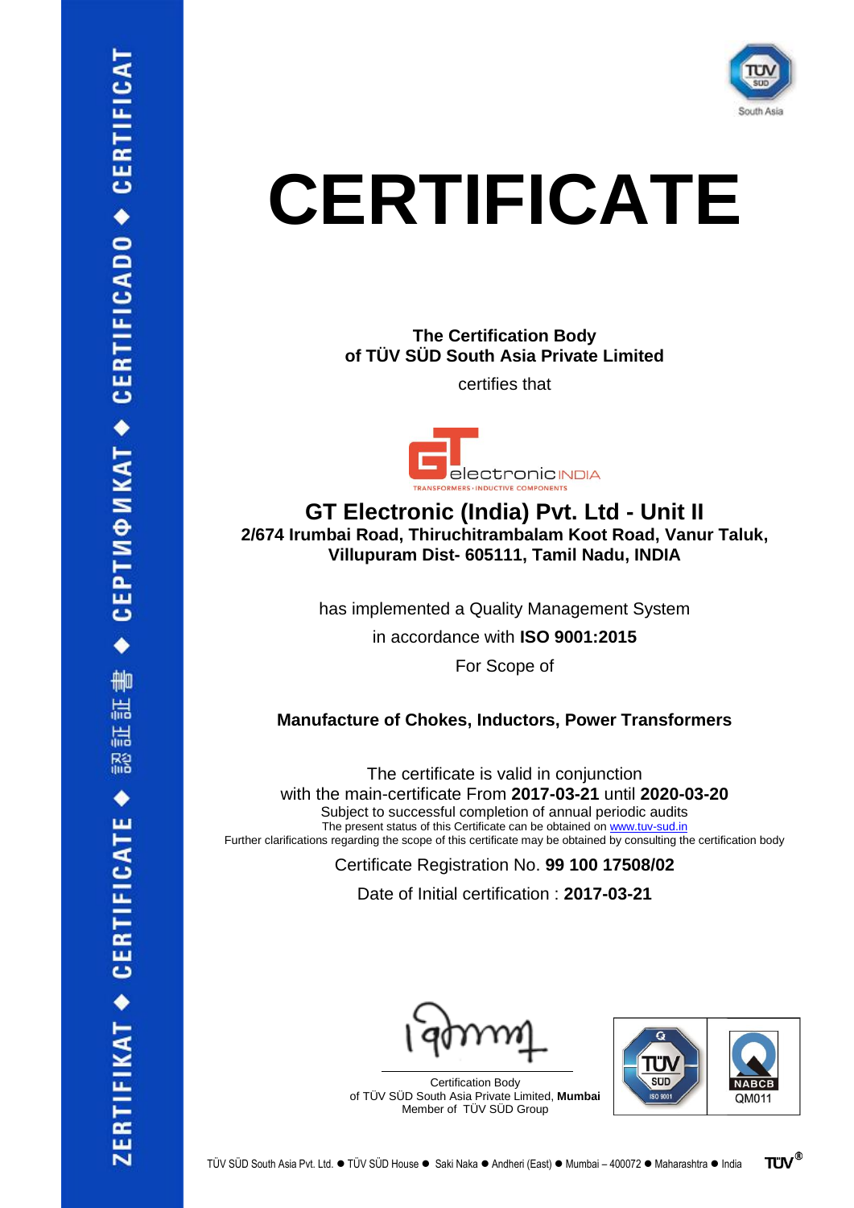# CERTIFICATE

**The Certification Body**
**of TÜV SÜD South Asia Private Limited**

certifies that

electronic INDIA
TRANSFORMERS • INDUCTIVE COMPONENTS

## GT Electronic (India) Pvt. Ltd - Unit II

**2/674 Irumbai Road, Thiruchitrambalam Koot Road, Vanur Taluk, Villupuram Dist- 605111, Tamil Nadu, INDIA**

has implemented a Quality Management System

in accordance with **ISO 9001:2015**

For Scope of

**Manufacture of Chokes, Inductors, Power Transformers**

The certificate is valid in conjunction
with the main-certificate From **2017-03-21** until **2020-03-20**
Subject to successful completion of annual periodic audits
The present status of this Certificate can be obtained on www.tuv-sud.in
Further clarifications regarding the scope of this certificate may be obtained by consulting the certification body

Certificate Registration No. **99 100 17508/02**

Date of Initial certification : **2017-03-21**

Certification Body
of TÜV SÜD South Asia Private Limited, **Mumbai**
Member of TÜV SÜD Group

NABCB
QM011

TÜV SÜD South Asia Pvt. Ltd. ● TÜV SÜD House ● Saki Naka ● Andheri (East) ● Mumbai – 400072 ● Maharashtra ● India